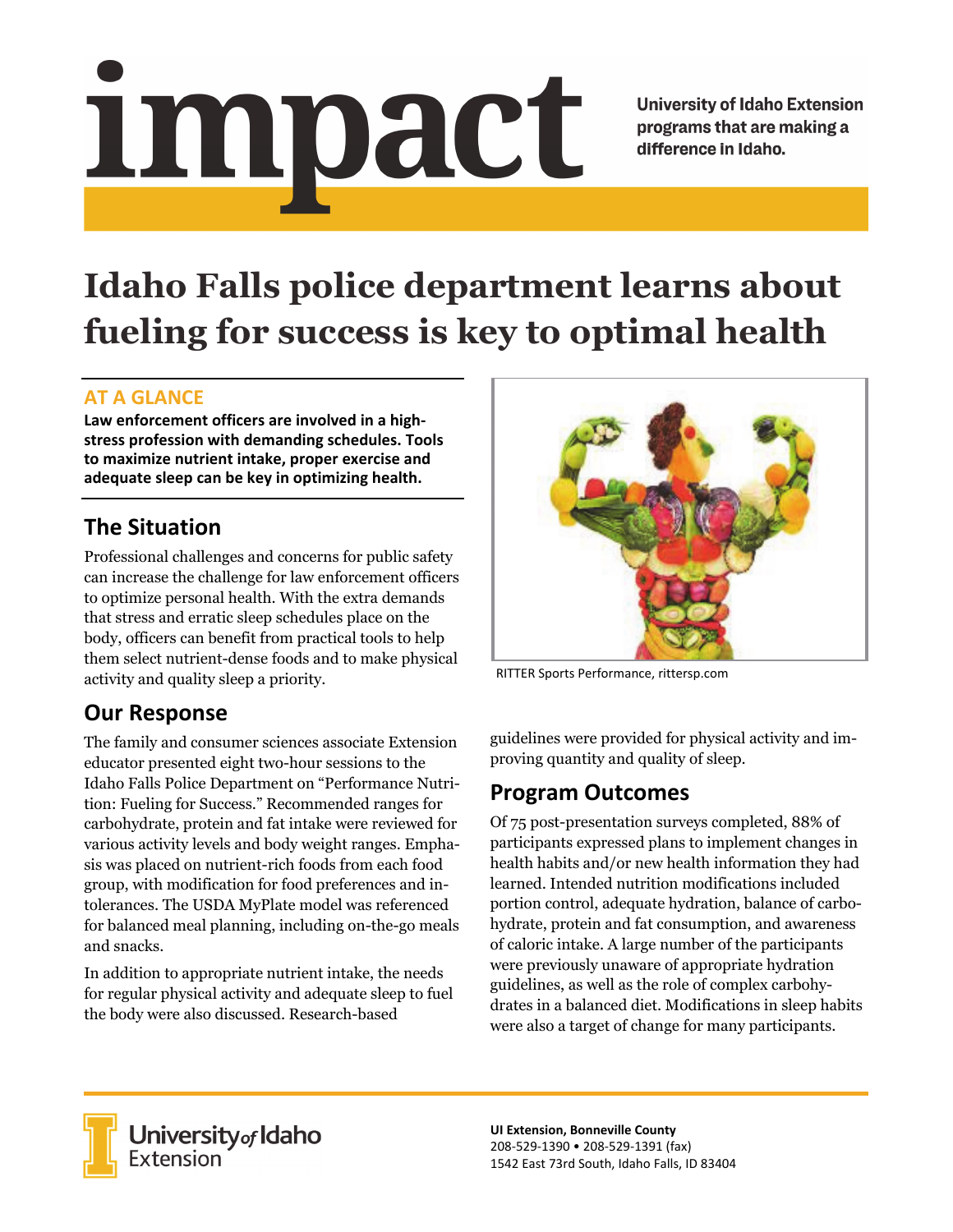# impact

University of Idaho Extension programs that are making a difference in Idaho.

# Idaho Falls police department learns about fueling for success is key to optimal health

### AT A GLANCE

**Law enforcement officers are involved in a high-stress profession with demanding schedules. Tools to maximize nutrient intake, proper exercise and adequate sleep can be key in optimizing health.**

## The Situation

Professional challenges and concerns for public safety can increase the challenge for law enforcement officers to optimize personal health. With the extra demands that stress and erratic sleep schedules place on the body, officers can benefit from practical tools to help them select nutrient-dense foods and to make physical activity and quality sleep a priority.

RITTER Sports Performance, rittersp.com

## Our Response

The family and consumer sciences associate Extension educator presented eight two-hour sessions to the Idaho Falls Police Department on "Performance Nutrition: Fueling for Success." Recommended ranges for carbohydrate, protein and fat intake were reviewed for various activity levels and body weight ranges. Emphasis was placed on nutrient-rich foods from each food group, with modification for food preferences and intolerances. The USDA MyPlate model was referenced for balanced meal planning, including on-the-go meals and snacks.

In addition to appropriate nutrient intake, the needs for regular physical activity and adequate sleep to fuel the body were also discussed. Research-based guidelines were provided for physical activity and improving quantity and quality of sleep.

## Program Outcomes

Of 75 post-presentation surveys completed, 88% of participants expressed plans to implement changes in health habits and/or new health information they had learned. Intended nutrition modifications included portion control, adequate hydration, balance of carbohydrate, protein and fat consumption, and awareness of caloric intake. A large number of the participants were previously unaware of appropriate hydration guidelines, as well as the role of complex carbohydrates in a balanced diet. Modifications in sleep habits were also a target of change for many participants.

University of Idaho Extension

**UI Extension, Bonneville County**
208-529-1390 • 208-529-1391 (fax)
1542 East 73rd South, Idaho Falls, ID 83404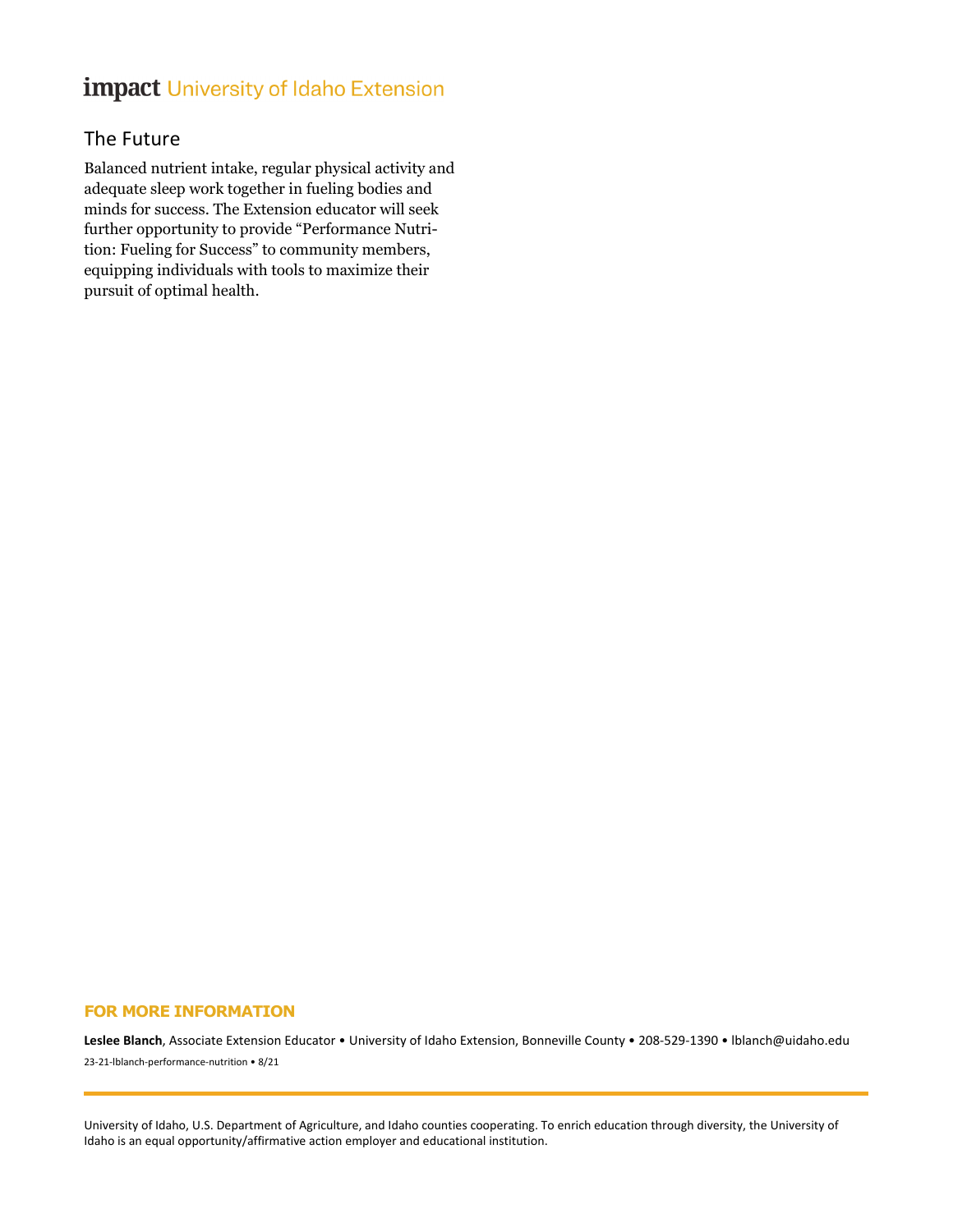## The Future

Balanced nutrient intake, regular physical activity and adequate sleep work together in fueling bodies and minds for success. The Extension educator will seek further opportunity to provide "Performance Nutrition: Fueling for Success" to community members, equipping individuals with tools to maximize their pursuit of optimal health.

### FOR MORE INFORMATION

**Leslee Blanch**, Associate Extension Educator • University of Idaho Extension, Bonneville County • 208-529-1390 • lblanch@uidaho.edu

23-21-lblanch-performance-nutrition • 8/21

University of Idaho, U.S. Department of Agriculture, and Idaho counties cooperating. To enrich education through diversity, the University of Idaho is an equal opportunity/affirmative action employer and educational institution.